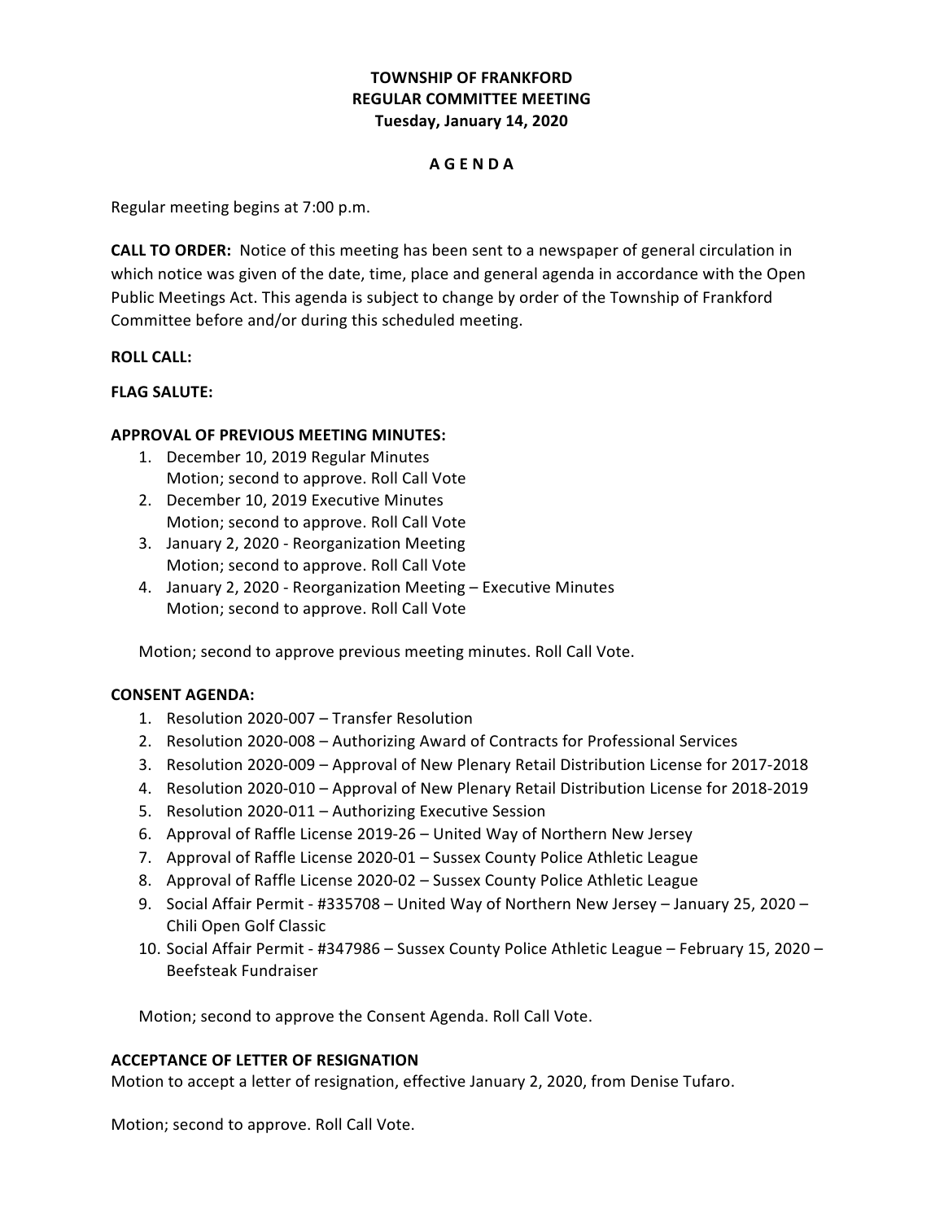# TOWNSHIP OF FRANKFORD
## REGULAR COMMITTEE MEETING
### Tuesday, January 14, 2020

**A G E N D A**

Regular meeting begins at 7:00 p.m.

**CALL TO ORDER:** Notice of this meeting has been sent to a newspaper of general circulation in which notice was given of the date, time, place and general agenda in accordance with the Open Public Meetings Act. This agenda is subject to change by order of the Township of Frankford Committee before and/or during this scheduled meeting.

**ROLL CALL:**

**FLAG SALUTE:**

**APPROVAL OF PREVIOUS MEETING MINUTES:**

1. December 10, 2019 Regular Minutes
   Motion; second to approve. Roll Call Vote
2. December 10, 2019 Executive Minutes
   Motion; second to approve. Roll Call Vote
3. January 2, 2020 - Reorganization Meeting
   Motion; second to approve. Roll Call Vote
4. January 2, 2020 - Reorganization Meeting – Executive Minutes
   Motion; second to approve. Roll Call Vote

Motion; second to approve previous meeting minutes. Roll Call Vote.

**CONSENT AGENDA:**

1. Resolution 2020-007 – Transfer Resolution
2. Resolution 2020-008 – Authorizing Award of Contracts for Professional Services
3. Resolution 2020-009 – Approval of New Plenary Retail Distribution License for 2017-2018
4. Resolution 2020-010 – Approval of New Plenary Retail Distribution License for 2018-2019
5. Resolution 2020-011 – Authorizing Executive Session
6. Approval of Raffle License 2019-26 – United Way of Northern New Jersey
7. Approval of Raffle License 2020-01 – Sussex County Police Athletic League
8. Approval of Raffle License 2020-02 – Sussex County Police Athletic League
9. Social Affair Permit - #335708 – United Way of Northern New Jersey – January 25, 2020 – Chili Open Golf Classic
10. Social Affair Permit - #347986 – Sussex County Police Athletic League – February 15, 2020 – Beefsteak Fundraiser

Motion; second to approve the Consent Agenda. Roll Call Vote.

**ACCEPTANCE OF LETTER OF RESIGNATION**

Motion to accept a letter of resignation, effective January 2, 2020, from Denise Tufaro.

Motion; second to approve. Roll Call Vote.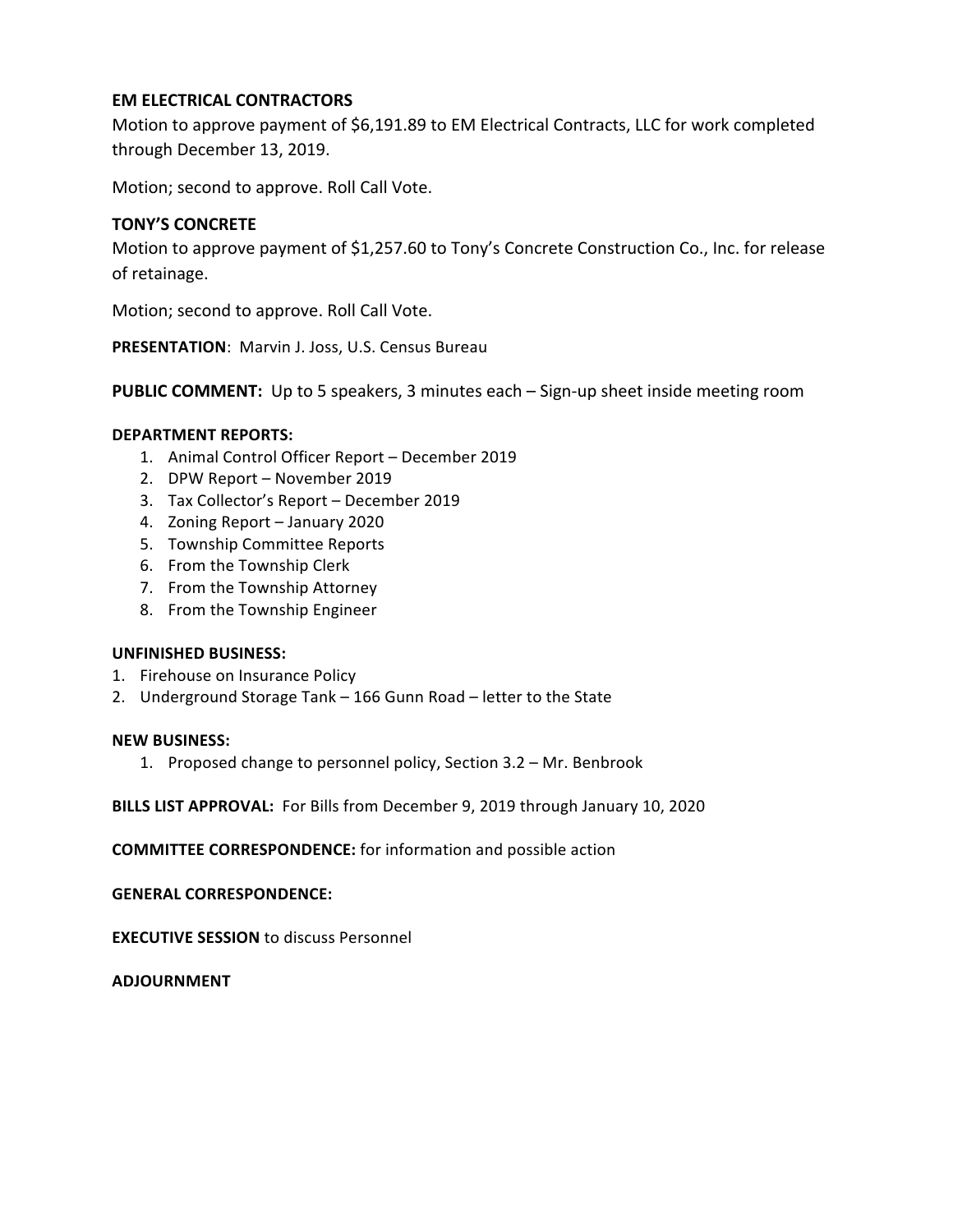**EM ELECTRICAL CONTRACTORS**

Motion to approve payment of $6,191.89 to EM Electrical Contracts, LLC for work completed through December 13, 2019.

Motion; second to approve. Roll Call Vote.

**TONY'S CONCRETE**

Motion to approve payment of $1,257.60 to Tony's Concrete Construction Co., Inc. for release of retainage.

Motion; second to approve. Roll Call Vote.

**PRESENTATION**: Marvin J. Joss, U.S. Census Bureau

**PUBLIC COMMENT:** Up to 5 speakers, 3 minutes each – Sign-up sheet inside meeting room

**DEPARTMENT REPORTS:**

1. Animal Control Officer Report – December 2019
2. DPW Report – November 2019
3. Tax Collector's Report – December 2019
4. Zoning Report – January 2020
5. Township Committee Reports
6. From the Township Clerk
7. From the Township Attorney
8. From the Township Engineer

**UNFINISHED BUSINESS:**

1. Firehouse on Insurance Policy
2. Underground Storage Tank – 166 Gunn Road – letter to the State

**NEW BUSINESS:**

1. Proposed change to personnel policy, Section 3.2 – Mr. Benbrook

**BILLS LIST APPROVAL:** For Bills from December 9, 2019 through January 10, 2020

**COMMITTEE CORRESPONDENCE:** for information and possible action

**GENERAL CORRESPONDENCE:**

**EXECUTIVE SESSION** to discuss Personnel

**ADJOURNMENT**